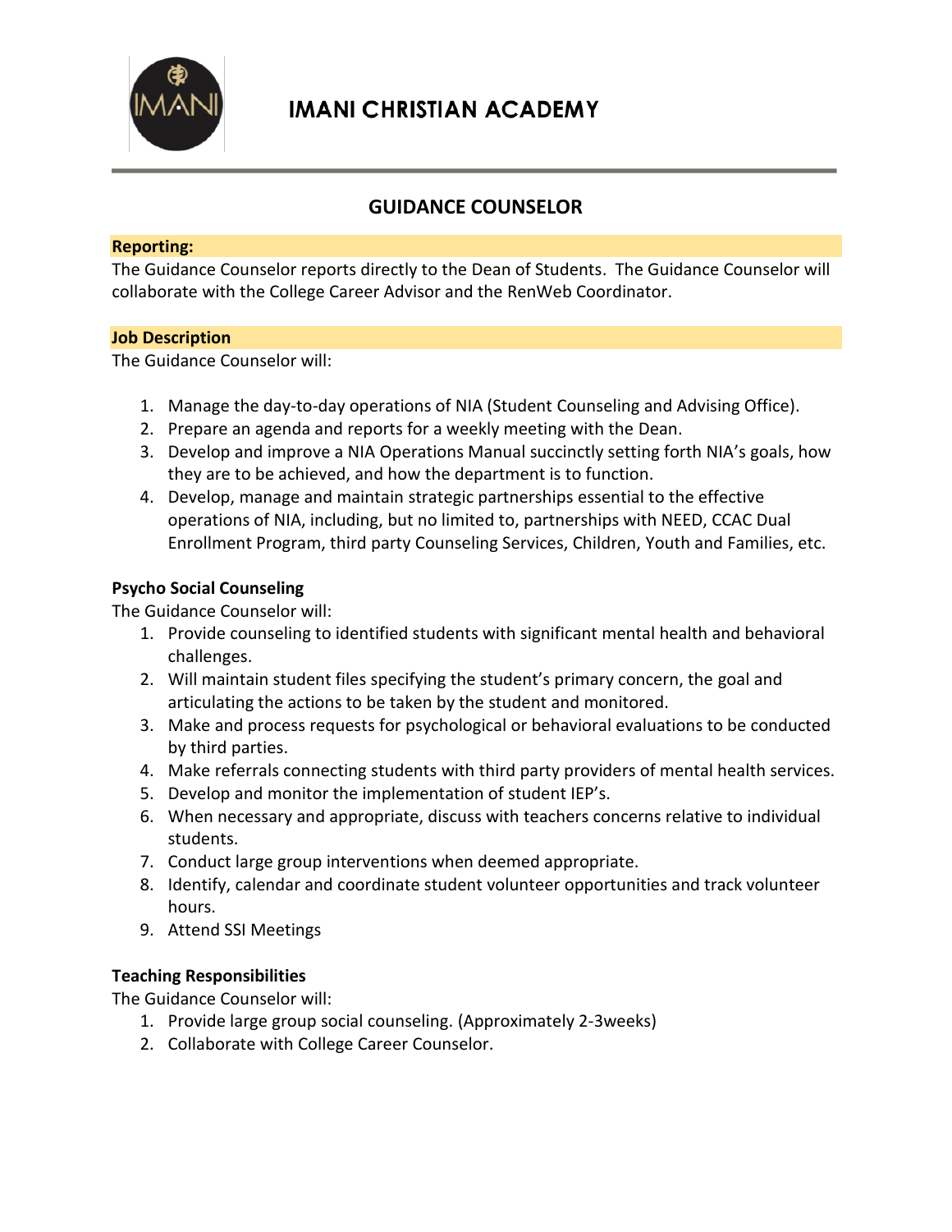# IMANI CHRISTIAN ACADEMY

## GUIDANCE COUNSELOR

**Reporting:**

The Guidance Counselor reports directly to the Dean of Students. The Guidance Counselor will collaborate with the College Career Advisor and the RenWeb Coordinator.

**Job Description**

The Guidance Counselor will:

1. Manage the day-to-day operations of NIA (Student Counseling and Advising Office).
2. Prepare an agenda and reports for a weekly meeting with the Dean.
3. Develop and improve a NIA Operations Manual succinctly setting forth NIA's goals, how they are to be achieved, and how the department is to function.
4. Develop, manage and maintain strategic partnerships essential to the effective operations of NIA, including, but no limited to, partnerships with NEED, CCAC Dual Enrollment Program, third party Counseling Services, Children, Youth and Families, etc.

**Psycho Social Counseling**

The Guidance Counselor will:

1. Provide counseling to identified students with significant mental health and behavioral challenges.
2. Will maintain student files specifying the student's primary concern, the goal and articulating the actions to be taken by the student and monitored.
3. Make and process requests for psychological or behavioral evaluations to be conducted by third parties.
4. Make referrals connecting students with third party providers of mental health services.
5. Develop and monitor the implementation of student IEP's.
6. When necessary and appropriate, discuss with teachers concerns relative to individual students.
7. Conduct large group interventions when deemed appropriate.
8. Identify, calendar and coordinate student volunteer opportunities and track volunteer hours.
9. Attend SSI Meetings

**Teaching Responsibilities**

The Guidance Counselor will:

1. Provide large group social counseling. (Approximately 2-3weeks)
2. Collaborate with College Career Counselor.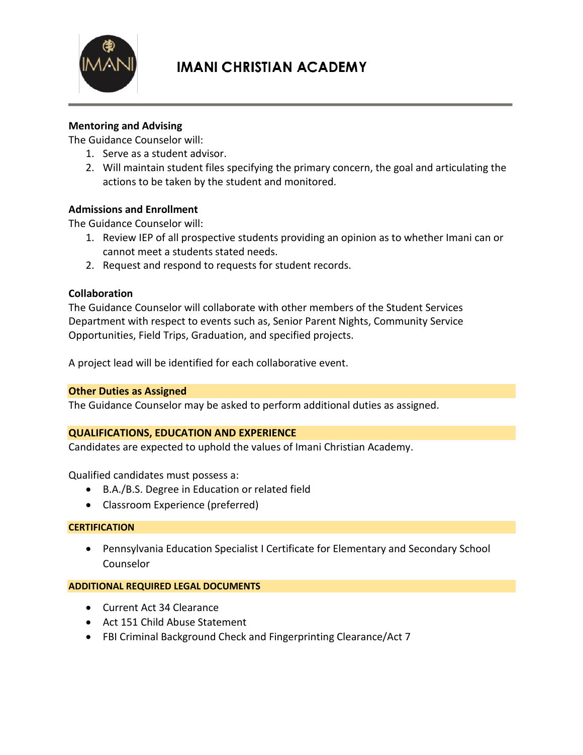**Mentoring and Advising**

The Guidance Counselor will:

1. Serve as a student advisor.
2. Will maintain student files specifying the primary concern, the goal and articulating the actions to be taken by the student and monitored.

**Admissions and Enrollment**

The Guidance Counselor will:

1. Review IEP of all prospective students providing an opinion as to whether Imani can or cannot meet a students stated needs.
2. Request and respond to requests for student records.

**Collaboration**

The Guidance Counselor will collaborate with other members of the Student Services Department with respect to events such as, Senior Parent Nights, Community Service Opportunities, Field Trips, Graduation, and specified projects.

A project lead will be identified for each collaborative event.

**Other Duties as Assigned**

The Guidance Counselor may be asked to perform additional duties as assigned.

**QUALIFICATIONS, EDUCATION AND EXPERIENCE**

Candidates are expected to uphold the values of Imani Christian Academy.

Qualified candidates must possess a:

- B.A./B.S. Degree in Education or related field
- Classroom Experience (preferred)

**CERTIFICATION**

- Pennsylvania Education Specialist I Certificate for Elementary and Secondary School Counselor

**ADDITIONAL REQUIRED LEGAL DOCUMENTS**

- Current Act 34 Clearance
- Act 151 Child Abuse Statement
- FBI Criminal Background Check and Fingerprinting Clearance/Act 7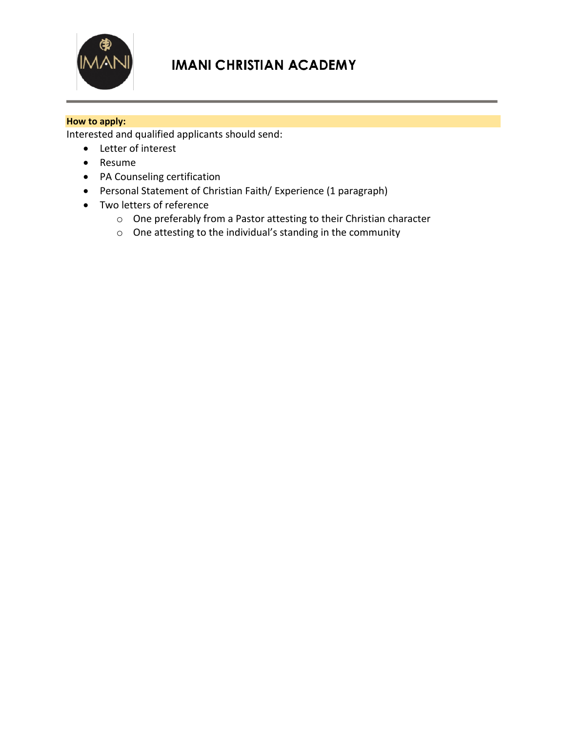**IMANI CHRISTIAN ACADEMY**

**How to apply:**

Interested and qualified applicants should send:

- Letter of interest
- Resume
- PA Counseling certification
- Personal Statement of Christian Faith/ Experience (1 paragraph)
- Two letters of reference
  - One preferably from a Pastor attesting to their Christian character
  - One attesting to the individual's standing in the community